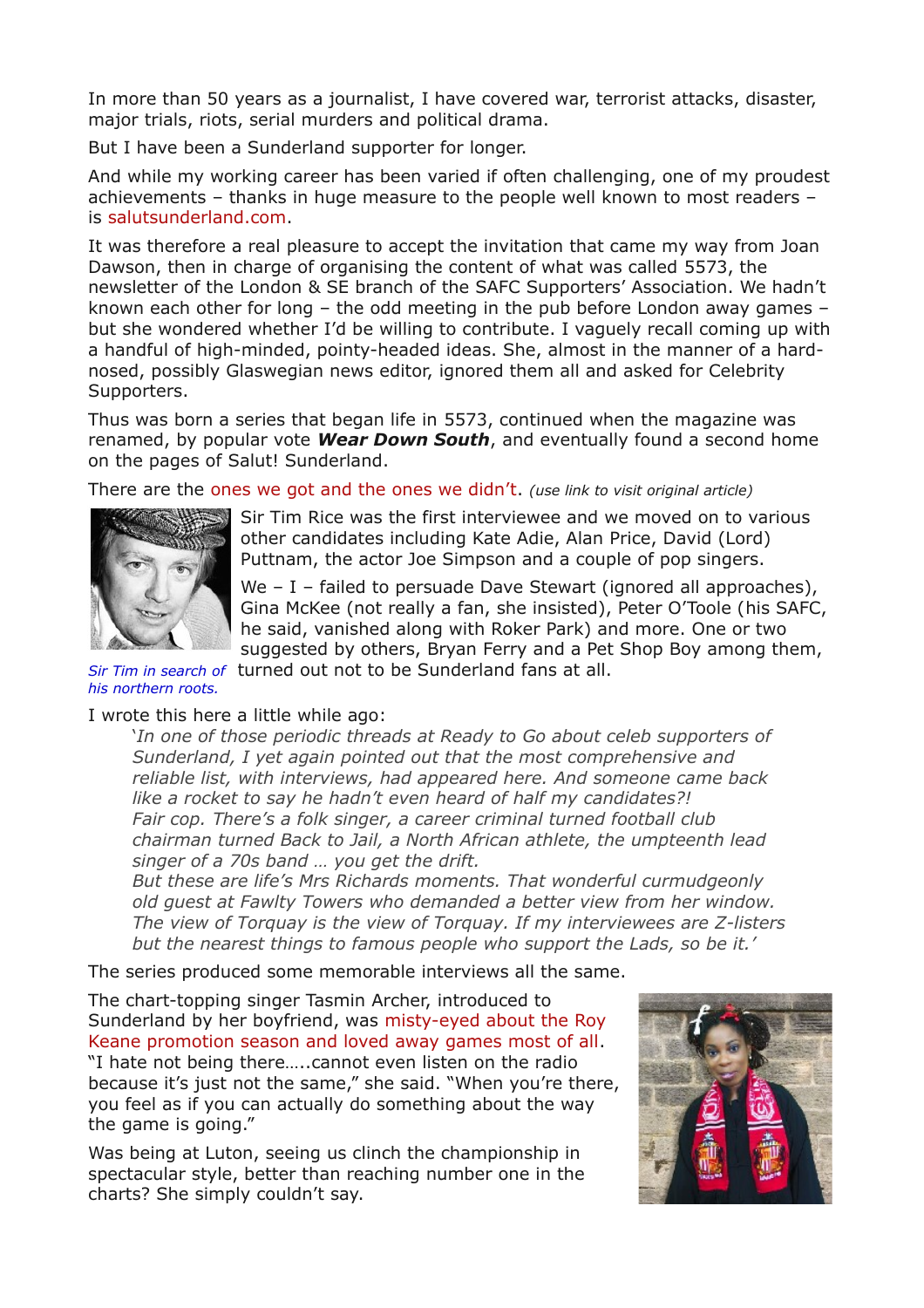In more than 50 years as a journalist, I have covered war, terrorist attacks, disaster, major trials, riots, serial murders and political drama.

But I have been a Sunderland supporter for longer.

And while my working career has been varied if often challenging, one of my proudest achievements – thanks in huge measure to the people well known to most readers – is salutsunderland.com.

It was therefore a real pleasure to accept the invitation that came my way from Joan Dawson, then in charge of organising the content of what was called 5573, the newsletter of the London & SE branch of the SAFC Supporters' Association. We hadn't known each other for long – the odd meeting in the pub before London away games – but she wondered whether I'd be willing to contribute. I vaguely recall coming up with a handful of high-minded, pointy-headed ideas. She, almost in the manner of a hard-nosed, possibly Glaswegian news editor, ignored them all and asked for Celebrity Supporters.

Thus was born a series that began life in 5573, continued when the magazine was renamed, by popular vote ***Wear Down South***, and eventually found a second home on the pages of Salut! Sunderland.

There are the ones we got and the ones we didn't. *(use link to visit original article)*

Sir Tim Rice was the first interviewee and we moved on to various other candidates including Kate Adie, Alan Price, David (Lord) Puttnam, the actor Joe Simpson and a couple of pop singers.

We – I – failed to persuade Dave Stewart (ignored all approaches), Gina McKee (not really a fan, she insisted), Peter O'Toole (his SAFC, he said, vanished along with Roker Park) and more. One or two suggested by others, Bryan Ferry and a Pet Shop Boy among them, turned out not to be Sunderland fans at all.

*Sir Tim in search of his northern roots.*

I wrote this here a little while ago:

> '*In one of those periodic threads at Ready to Go about celeb supporters of Sunderland, I yet again pointed out that the most comprehensive and reliable list, with interviews, had appeared here. And someone came back like a rocket to say he hadn't even heard of half my candidates?!*
> *Fair cop. There's a folk singer, a career criminal turned football club chairman turned Back to Jail, a North African athlete, the umpteenth lead singer of a 70s band … you get the drift.*
> *But these are life's Mrs Richards moments. That wonderful curmudgeonly old guest at Fawlty Towers who demanded a better view from her window. The view of Torquay is the view of Torquay. If my interviewees are Z-listers but the nearest things to famous people who support the Lads, so be it.*'

The series produced some memorable interviews all the same.

The chart-topping singer Tasmin Archer, introduced to Sunderland by her boyfriend, was misty-eyed about the Roy Keane promotion season and loved away games most of all. "I hate not being there…..cannot even listen on the radio because it's just not the same," she said. "When you're there, you feel as if you can actually do something about the way the game is going."

Was being at Luton, seeing us clinch the championship in spectacular style, better than reaching number one in the charts? She simply couldn't say.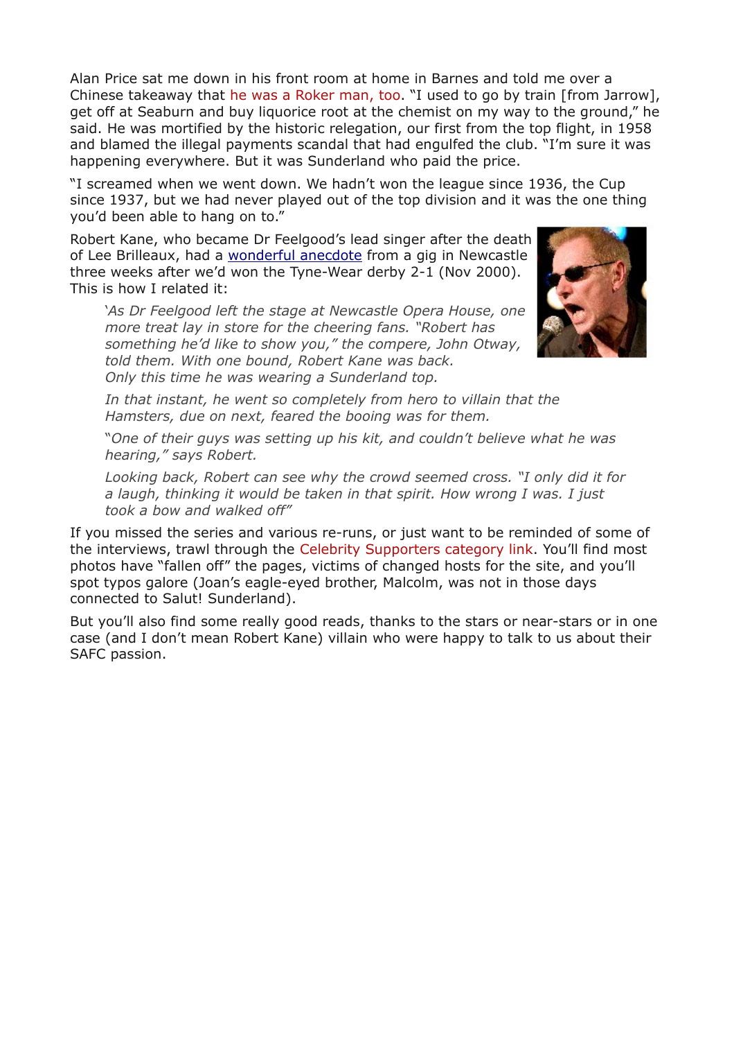Alan Price sat me down in his front room at home in Barnes and told me over a Chinese takeaway that he was a Roker man, too. "I used to go by train [from Jarrow], get off at Seaburn and buy liquorice root at the chemist on my way to the ground," he said. He was mortified by the historic relegation, our first from the top flight, in 1958 and blamed the illegal payments scandal that had engulfed the club. "I'm sure it was happening everywhere. But it was Sunderland who paid the price.

"I screamed when we went down. We hadn't won the league since 1936, the Cup since 1937, but we had never played out of the top division and it was the one thing you'd been able to hang on to."

Robert Kane, who became Dr Feelgood's lead singer after the death of Lee Brilleaux, had a wonderful anecdote from a gig in Newcastle three weeks after we'd won the Tyne-Wear derby 2-1 (Nov 2000). This is how I related it:

> *'As Dr Feelgood left the stage at Newcastle Opera House, one more treat lay in store for the cheering fans. "Robert has something he'd like to show you," the compere, John Otway, told them. With one bound, Robert Kane was back.*
> *Only this time he was wearing a Sunderland top.*
>
> *In that instant, he went so completely from hero to villain that the Hamsters, due on next, feared the booing was for them.*
>
> *"One of their guys was setting up his kit, and couldn't believe what he was hearing," says Robert.*
>
> *Looking back, Robert can see why the crowd seemed cross. "I only did it for a laugh, thinking it would be taken in that spirit. How wrong I was. I just took a bow and walked off"*

If you missed the series and various re-runs, or just want to be reminded of some of the interviews, trawl through the Celebrity Supporters category link. You'll find most photos have "fallen off" the pages, victims of changed hosts for the site, and you'll spot typos galore (Joan's eagle-eyed brother, Malcolm, was not in those days connected to Salut! Sunderland).

But you'll also find some really good reads, thanks to the stars or near-stars or in one case (and I don't mean Robert Kane) villain who were happy to talk to us about their SAFC passion.